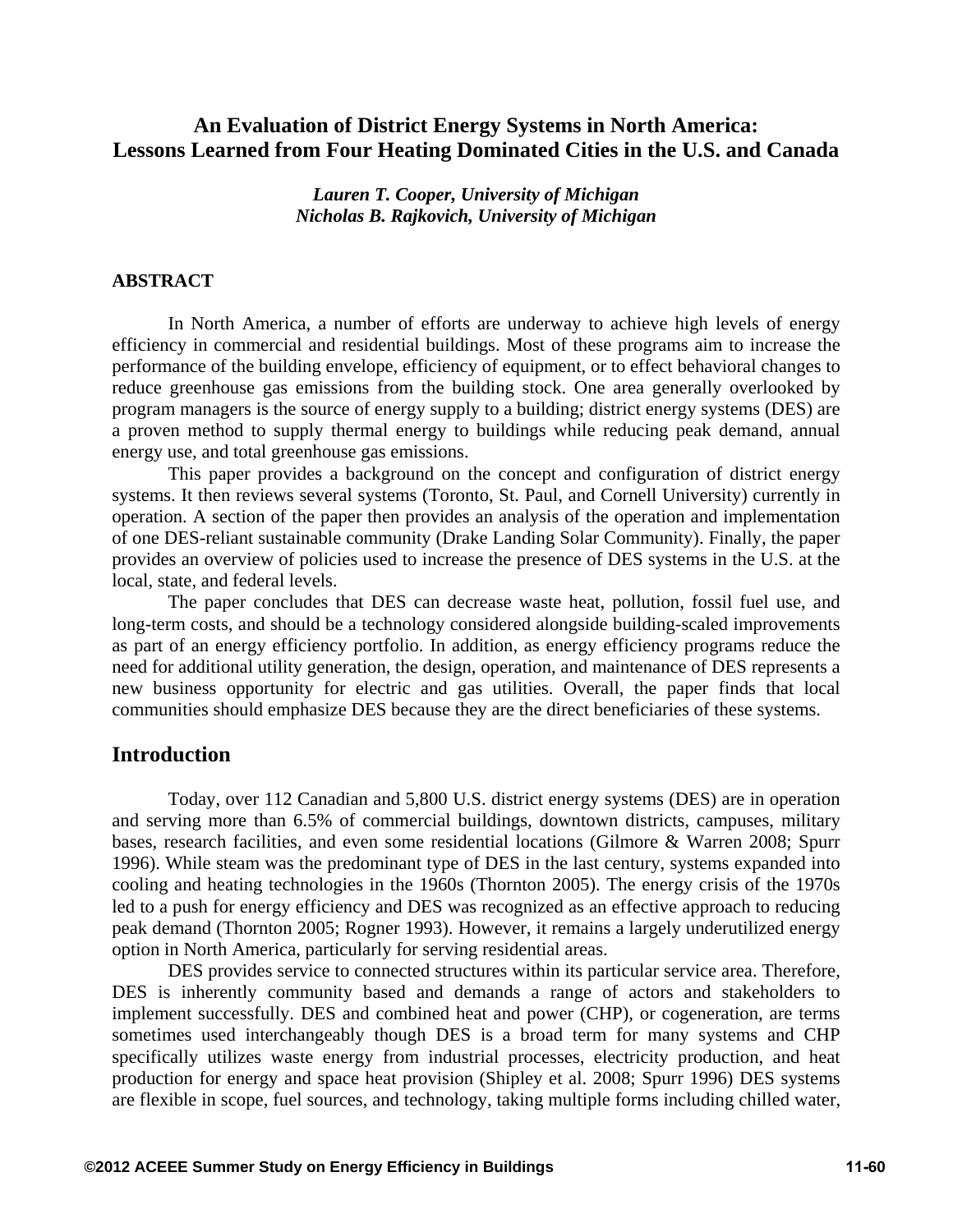# An Evaluation of District Energy Systems in North America: Lessons Learned from Four Heating Dominated Cities in the U.S. and Canada

***Lauren T. Cooper, University of Michigan***
***Nicholas B. Rajkovich, University of Michigan***

## ABSTRACT

In North America, a number of efforts are underway to achieve high levels of energy efficiency in commercial and residential buildings. Most of these programs aim to increase the performance of the building envelope, efficiency of equipment, or to effect behavioral changes to reduce greenhouse gas emissions from the building stock. One area generally overlooked by program managers is the source of energy supply to a building; district energy systems (DES) are a proven method to supply thermal energy to buildings while reducing peak demand, annual energy use, and total greenhouse gas emissions.

This paper provides a background on the concept and configuration of district energy systems. It then reviews several systems (Toronto, St. Paul, and Cornell University) currently in operation. A section of the paper then provides an analysis of the operation and implementation of one DES-reliant sustainable community (Drake Landing Solar Community). Finally, the paper provides an overview of policies used to increase the presence of DES systems in the U.S. at the local, state, and federal levels.

The paper concludes that DES can decrease waste heat, pollution, fossil fuel use, and long-term costs, and should be a technology considered alongside building-scaled improvements as part of an energy efficiency portfolio. In addition, as energy efficiency programs reduce the need for additional utility generation, the design, operation, and maintenance of DES represents a new business opportunity for electric and gas utilities. Overall, the paper finds that local communities should emphasize DES because they are the direct beneficiaries of these systems.

## Introduction

Today, over 112 Canadian and 5,800 U.S. district energy systems (DES) are in operation and serving more than 6.5% of commercial buildings, downtown districts, campuses, military bases, research facilities, and even some residential locations (Gilmore & Warren 2008; Spurr 1996). While steam was the predominant type of DES in the last century, systems expanded into cooling and heating technologies in the 1960s (Thornton 2005). The energy crisis of the 1970s led to a push for energy efficiency and DES was recognized as an effective approach to reducing peak demand (Thornton 2005; Rogner 1993). However, it remains a largely underutilized energy option in North America, particularly for serving residential areas.

DES provides service to connected structures within its particular service area. Therefore, DES is inherently community based and demands a range of actors and stakeholders to implement successfully. DES and combined heat and power (CHP), or cogeneration, are terms sometimes used interchangeably though DES is a broad term for many systems and CHP specifically utilizes waste energy from industrial processes, electricity production, and heat production for energy and space heat provision (Shipley et al. 2008; Spurr 1996) DES systems are flexible in scope, fuel sources, and technology, taking multiple forms including chilled water,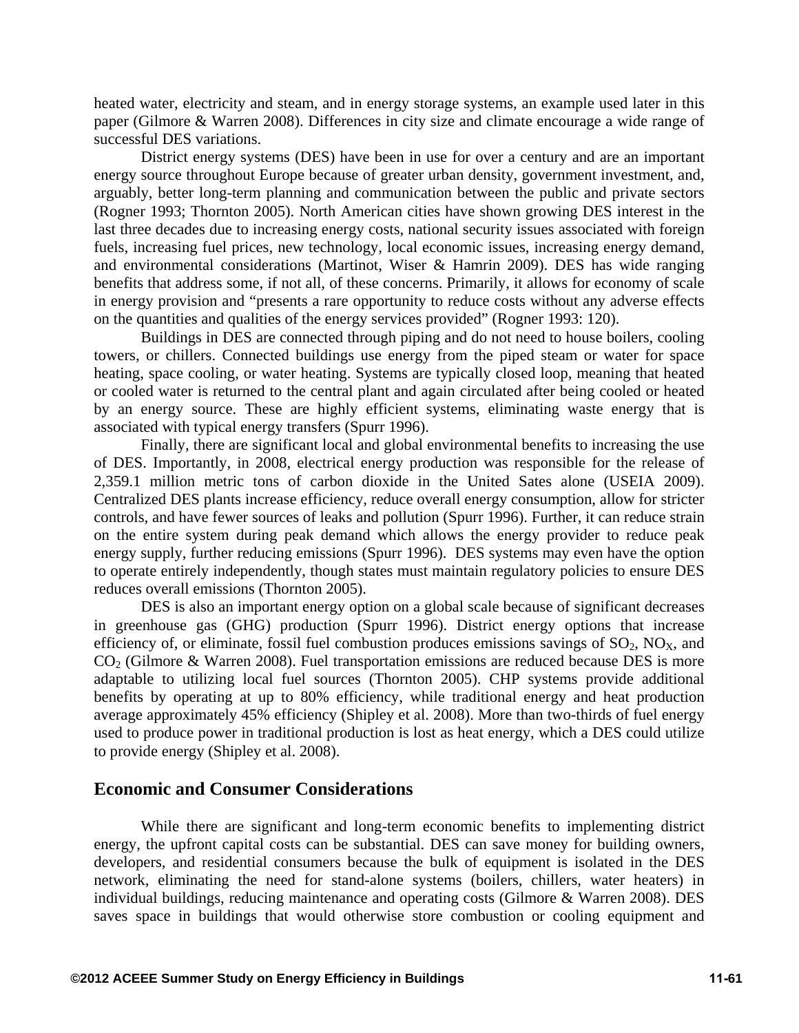heated water, electricity and steam, and in energy storage systems, an example used later in this paper (Gilmore & Warren 2008). Differences in city size and climate encourage a wide range of successful DES variations.

District energy systems (DES) have been in use for over a century and are an important energy source throughout Europe because of greater urban density, government investment, and, arguably, better long-term planning and communication between the public and private sectors (Rogner 1993; Thornton 2005). North American cities have shown growing DES interest in the last three decades due to increasing energy costs, national security issues associated with foreign fuels, increasing fuel prices, new technology, local economic issues, increasing energy demand, and environmental considerations (Martinot, Wiser & Hamrin 2009). DES has wide ranging benefits that address some, if not all, of these concerns. Primarily, it allows for economy of scale in energy provision and "presents a rare opportunity to reduce costs without any adverse effects on the quantities and qualities of the energy services provided" (Rogner 1993: 120).

Buildings in DES are connected through piping and do not need to house boilers, cooling towers, or chillers. Connected buildings use energy from the piped steam or water for space heating, space cooling, or water heating. Systems are typically closed loop, meaning that heated or cooled water is returned to the central plant and again circulated after being cooled or heated by an energy source. These are highly efficient systems, eliminating waste energy that is associated with typical energy transfers (Spurr 1996).

Finally, there are significant local and global environmental benefits to increasing the use of DES. Importantly, in 2008, electrical energy production was responsible for the release of 2,359.1 million metric tons of carbon dioxide in the United Sates alone (USEIA 2009). Centralized DES plants increase efficiency, reduce overall energy consumption, allow for stricter controls, and have fewer sources of leaks and pollution (Spurr 1996). Further, it can reduce strain on the entire system during peak demand which allows the energy provider to reduce peak energy supply, further reducing emissions (Spurr 1996). DES systems may even have the option to operate entirely independently, though states must maintain regulatory policies to ensure DES reduces overall emissions (Thornton 2005).

DES is also an important energy option on a global scale because of significant decreases in greenhouse gas (GHG) production (Spurr 1996). District energy options that increase efficiency of, or eliminate, fossil fuel combustion produces emissions savings of $SO_2$, $NO_X$, and $CO_2$ (Gilmore & Warren 2008). Fuel transportation emissions are reduced because DES is more adaptable to utilizing local fuel sources (Thornton 2005). CHP systems provide additional benefits by operating at up to 80% efficiency, while traditional energy and heat production average approximately 45% efficiency (Shipley et al. 2008). More than two-thirds of fuel energy used to produce power in traditional production is lost as heat energy, which a DES could utilize to provide energy (Shipley et al. 2008).

## Economic and Consumer Considerations

While there are significant and long-term economic benefits to implementing district energy, the upfront capital costs can be substantial. DES can save money for building owners, developers, and residential consumers because the bulk of equipment is isolated in the DES network, eliminating the need for stand-alone systems (boilers, chillers, water heaters) in individual buildings, reducing maintenance and operating costs (Gilmore & Warren 2008). DES saves space in buildings that would otherwise store combustion or cooling equipment and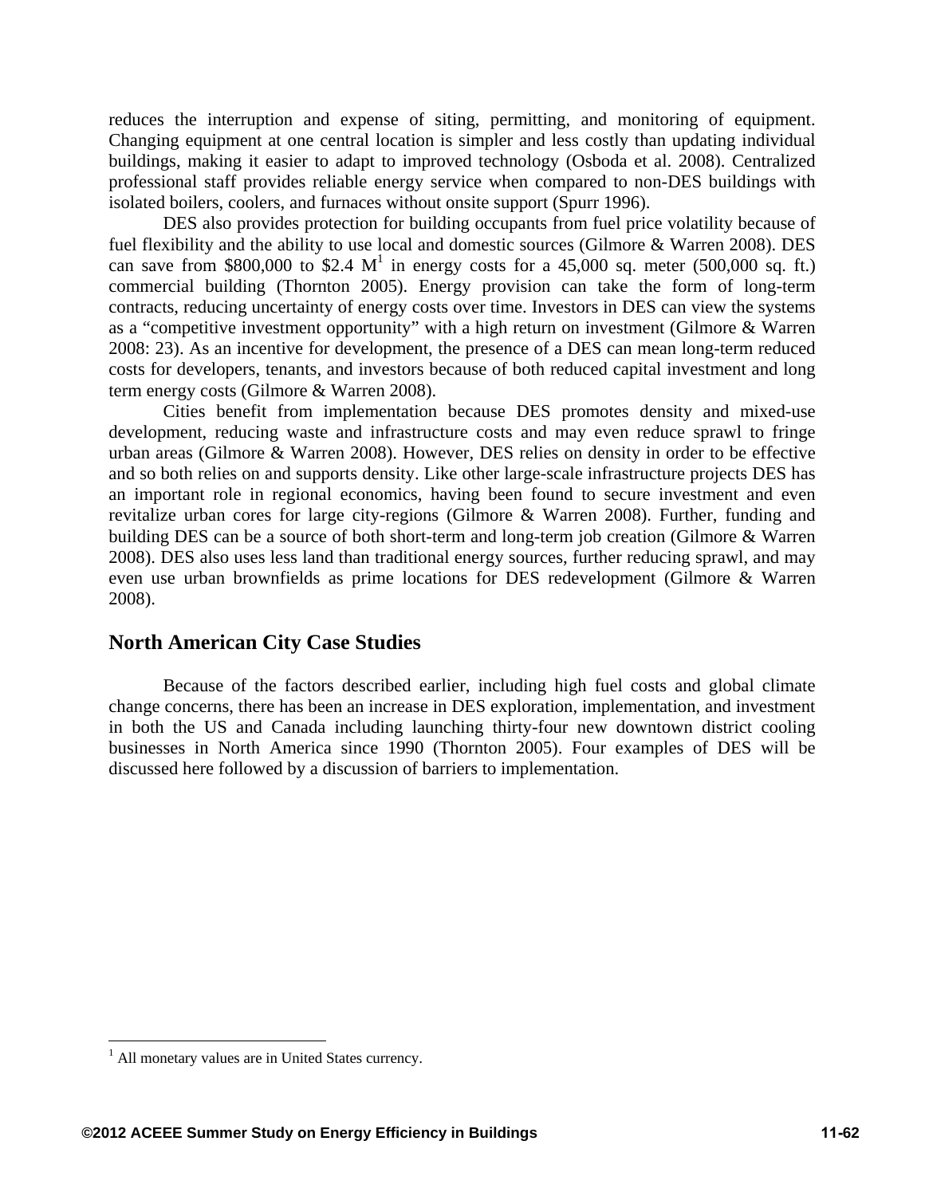reduces the interruption and expense of siting, permitting, and monitoring of equipment. Changing equipment at one central location is simpler and less costly than updating individual buildings, making it easier to adapt to improved technology (Osboda et al. 2008). Centralized professional staff provides reliable energy service when compared to non-DES buildings with isolated boilers, coolers, and furnaces without onsite support (Spurr 1996).

DES also provides protection for building occupants from fuel price volatility because of fuel flexibility and the ability to use local and domestic sources (Gilmore & Warren 2008). DES can save from $800,000 to $2.4 M[1] in energy costs for a 45,000 sq. meter (500,000 sq. ft.) commercial building (Thornton 2005). Energy provision can take the form of long-term contracts, reducing uncertainty of energy costs over time. Investors in DES can view the systems as a "competitive investment opportunity" with a high return on investment (Gilmore & Warren 2008: 23). As an incentive for development, the presence of a DES can mean long-term reduced costs for developers, tenants, and investors because of both reduced capital investment and long term energy costs (Gilmore & Warren 2008).

Cities benefit from implementation because DES promotes density and mixed-use development, reducing waste and infrastructure costs and may even reduce sprawl to fringe urban areas (Gilmore & Warren 2008). However, DES relies on density in order to be effective and so both relies on and supports density. Like other large-scale infrastructure projects DES has an important role in regional economics, having been found to secure investment and even revitalize urban cores for large city-regions (Gilmore & Warren 2008). Further, funding and building DES can be a source of both short-term and long-term job creation (Gilmore & Warren 2008). DES also uses less land than traditional energy sources, further reducing sprawl, and may even use urban brownfields as prime locations for DES redevelopment (Gilmore & Warren 2008).

## North American City Case Studies

Because of the factors described earlier, including high fuel costs and global climate change concerns, there has been an increase in DES exploration, implementation, and investment in both the US and Canada including launching thirty-four new downtown district cooling businesses in North America since 1990 (Thornton 2005). Four examples of DES will be discussed here followed by a discussion of barriers to implementation.

[1] All monetary values are in United States currency.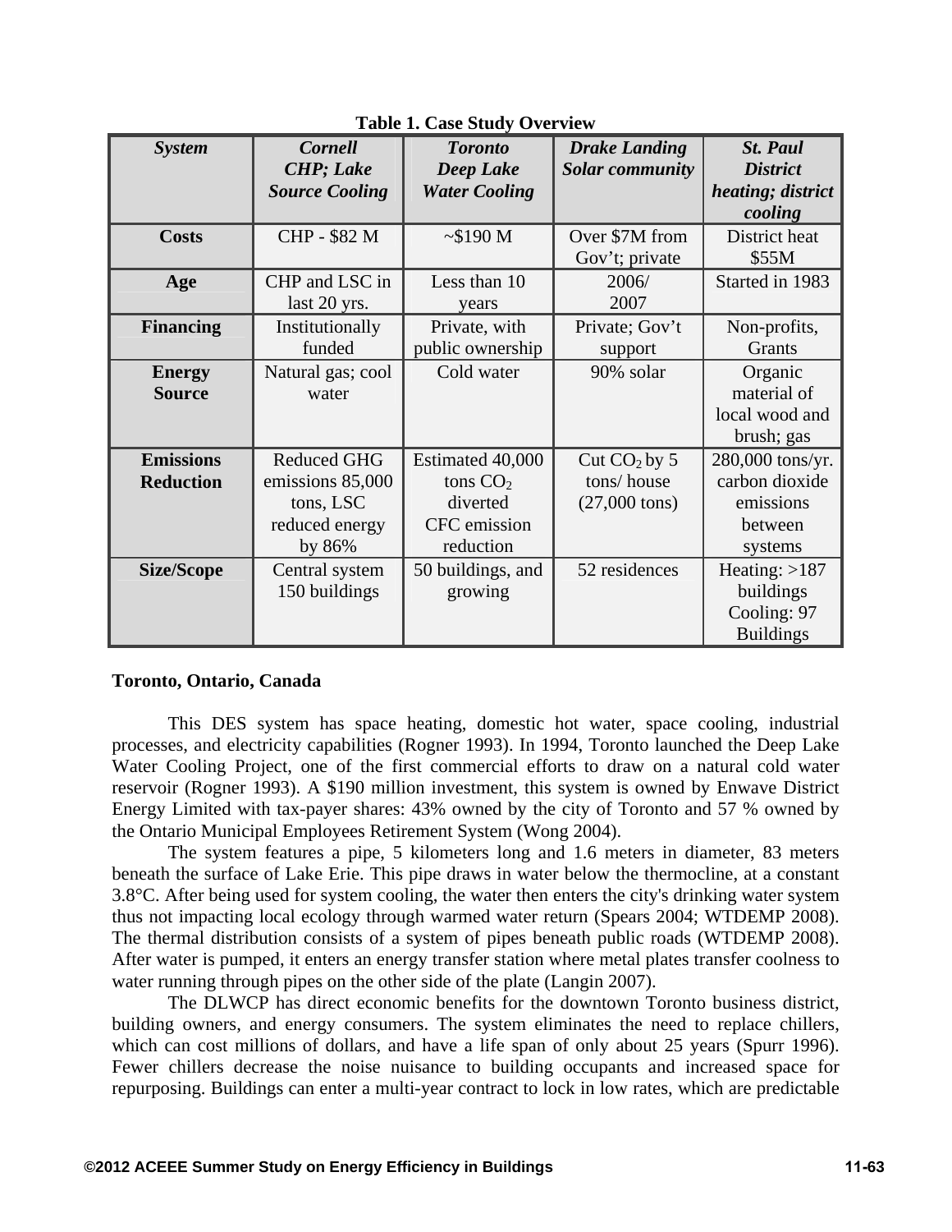**Table 1. Case Study Overview**

| *System* | *Cornell CHP; Lake Source Cooling* | *Toronto Deep Lake Water Cooling* | *Drake Landing Solar community* | *St. Paul District heating; district cooling* |
|---|---|---|---|---|
| **Costs** | CHP - $82 M | ~$190 M | Over $7M from Gov't; private | District heat $55M |
| **Age** | CHP and LSC in last 20 yrs. | Less than 10 years | 2006/ 2007 | Started in 1983 |
| **Financing** | Institutionally funded | Private, with public ownership | Private; Gov't support | Non-profits, Grants |
| **Energy Source** | Natural gas; cool water | Cold water | 90% solar | Organic material of local wood and brush; gas |
| **Emissions Reduction** | Reduced GHG emissions 85,000 tons, LSC reduced energy by 86% | Estimated 40,000 tons $CO_2$ diverted CFC emission reduction | Cut $CO_2$ by 5 tons/ house (27,000 tons) | 280,000 tons/yr. carbon dioxide emissions between systems |
| **Size/Scope** | Central system 150 buildings | 50 buildings, and growing | 52 residences | Heating: >187 buildings Cooling: 97 Buildings |

**Toronto, Ontario, Canada**

This DES system has space heating, domestic hot water, space cooling, industrial processes, and electricity capabilities (Rogner 1993). In 1994, Toronto launched the Deep Lake Water Cooling Project, one of the first commercial efforts to draw on a natural cold water reservoir (Rogner 1993). A $190 million investment, this system is owned by Enwave District Energy Limited with tax-payer shares: 43% owned by the city of Toronto and 57 % owned by the Ontario Municipal Employees Retirement System (Wong 2004).

The system features a pipe, 5 kilometers long and 1.6 meters in diameter, 83 meters beneath the surface of Lake Erie. This pipe draws in water below the thermocline, at a constant 3.8°C. After being used for system cooling, the water then enters the city's drinking water system thus not impacting local ecology through warmed water return (Spears 2004; WTDEMP 2008). The thermal distribution consists of a system of pipes beneath public roads (WTDEMP 2008). After water is pumped, it enters an energy transfer station where metal plates transfer coolness to water running through pipes on the other side of the plate (Langin 2007).

The DLWCP has direct economic benefits for the downtown Toronto business district, building owners, and energy consumers. The system eliminates the need to replace chillers, which can cost millions of dollars, and have a life span of only about 25 years (Spurr 1996). Fewer chillers decrease the noise nuisance to building occupants and increased space for repurposing. Buildings can enter a multi-year contract to lock in low rates, which are predictable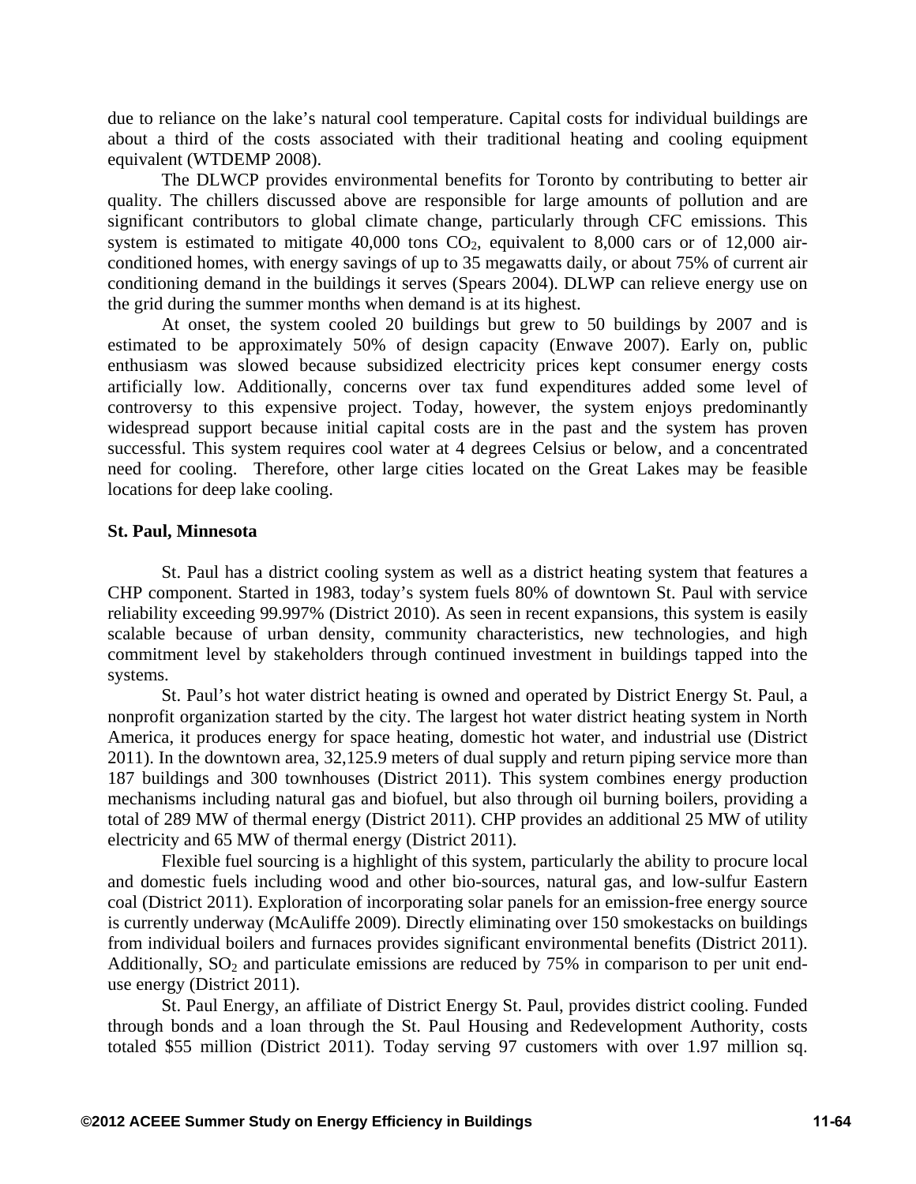due to reliance on the lake's natural cool temperature. Capital costs for individual buildings are about a third of the costs associated with their traditional heating and cooling equipment equivalent (WTDEMP 2008).

The DLWCP provides environmental benefits for Toronto by contributing to better air quality. The chillers discussed above are responsible for large amounts of pollution and are significant contributors to global climate change, particularly through CFC emissions. This system is estimated to mitigate 40,000 tons $CO_2$, equivalent to 8,000 cars or of 12,000 air-conditioned homes, with energy savings of up to 35 megawatts daily, or about 75% of current air conditioning demand in the buildings it serves (Spears 2004). DLWP can relieve energy use on the grid during the summer months when demand is at its highest.

At onset, the system cooled 20 buildings but grew to 50 buildings by 2007 and is estimated to be approximately 50% of design capacity (Enwave 2007). Early on, public enthusiasm was slowed because subsidized electricity prices kept consumer energy costs artificially low. Additionally, concerns over tax fund expenditures added some level of controversy to this expensive project. Today, however, the system enjoys predominantly widespread support because initial capital costs are in the past and the system has proven successful. This system requires cool water at 4 degrees Celsius or below, and a concentrated need for cooling. Therefore, other large cities located on the Great Lakes may be feasible locations for deep lake cooling.

### St. Paul, Minnesota

St. Paul has a district cooling system as well as a district heating system that features a CHP component. Started in 1983, today's system fuels 80% of downtown St. Paul with service reliability exceeding 99.997% (District 2010). As seen in recent expansions, this system is easily scalable because of urban density, community characteristics, new technologies, and high commitment level by stakeholders through continued investment in buildings tapped into the systems.

St. Paul's hot water district heating is owned and operated by District Energy St. Paul, a nonprofit organization started by the city. The largest hot water district heating system in North America, it produces energy for space heating, domestic hot water, and industrial use (District 2011). In the downtown area, 32,125.9 meters of dual supply and return piping service more than 187 buildings and 300 townhouses (District 2011). This system combines energy production mechanisms including natural gas and biofuel, but also through oil burning boilers, providing a total of 289 MW of thermal energy (District 2011). CHP provides an additional 25 MW of utility electricity and 65 MW of thermal energy (District 2011).

Flexible fuel sourcing is a highlight of this system, particularly the ability to procure local and domestic fuels including wood and other bio-sources, natural gas, and low-sulfur Eastern coal (District 2011). Exploration of incorporating solar panels for an emission-free energy source is currently underway (McAuliffe 2009). Directly eliminating over 150 smokestacks on buildings from individual boilers and furnaces provides significant environmental benefits (District 2011). Additionally, $SO_2$ and particulate emissions are reduced by 75% in comparison to per unit end-use energy (District 2011).

St. Paul Energy, an affiliate of District Energy St. Paul, provides district cooling. Funded through bonds and a loan through the St. Paul Housing and Redevelopment Authority, costs totaled \$55 million (District 2011). Today serving 97 customers with over 1.97 million sq.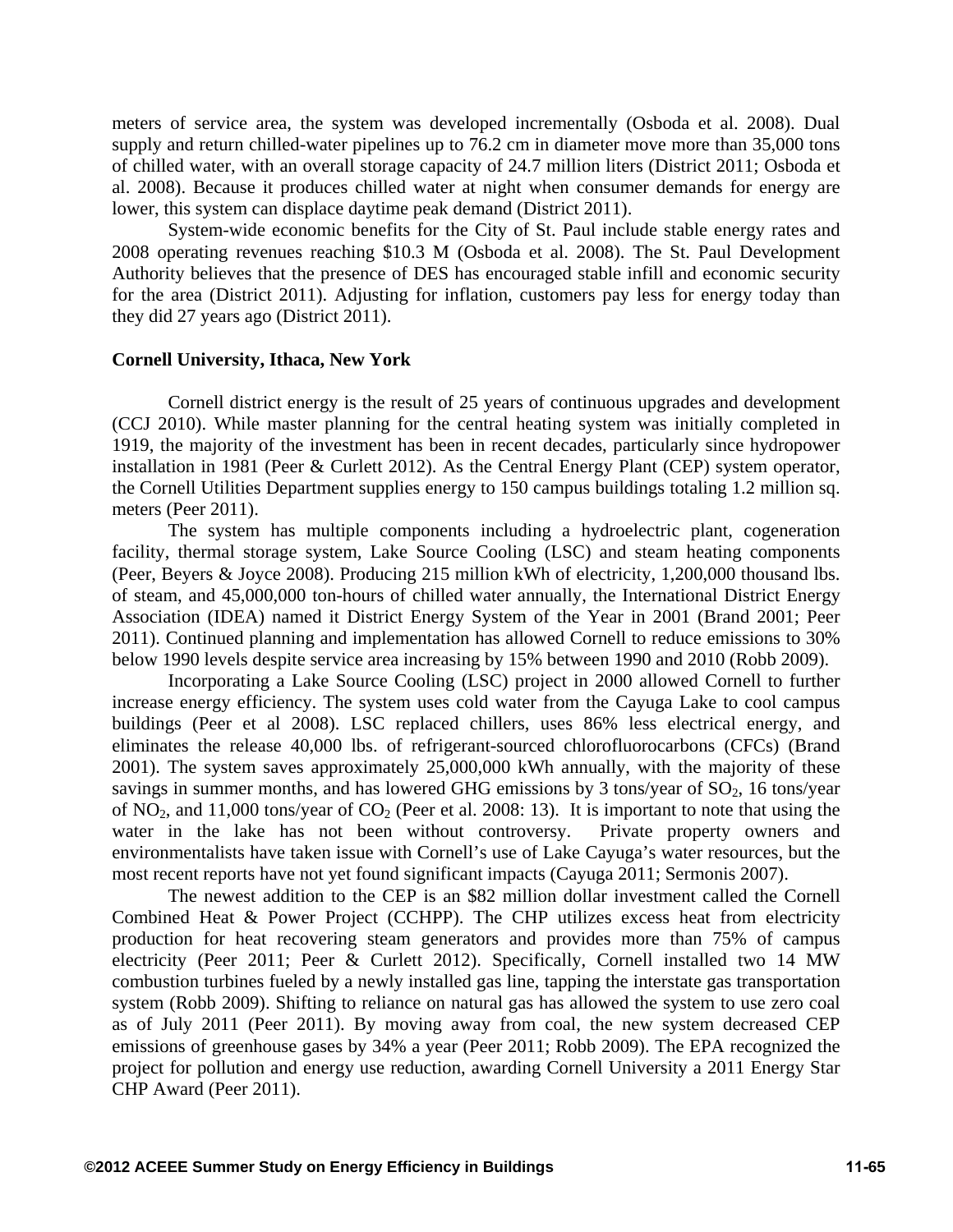meters of service area, the system was developed incrementally (Osboda et al. 2008). Dual supply and return chilled-water pipelines up to 76.2 cm in diameter move more than 35,000 tons of chilled water, with an overall storage capacity of 24.7 million liters (District 2011; Osboda et al. 2008). Because it produces chilled water at night when consumer demands for energy are lower, this system can displace daytime peak demand (District 2011).

System-wide economic benefits for the City of St. Paul include stable energy rates and 2008 operating revenues reaching $10.3 M (Osboda et al. 2008). The St. Paul Development Authority believes that the presence of DES has encouraged stable infill and economic security for the area (District 2011). Adjusting for inflation, customers pay less for energy today than they did 27 years ago (District 2011).

**Cornell University, Ithaca, New York**

Cornell district energy is the result of 25 years of continuous upgrades and development (CCJ 2010). While master planning for the central heating system was initially completed in 1919, the majority of the investment has been in recent decades, particularly since hydropower installation in 1981 (Peer & Curlett 2012). As the Central Energy Plant (CEP) system operator, the Cornell Utilities Department supplies energy to 150 campus buildings totaling 1.2 million sq. meters (Peer 2011).

The system has multiple components including a hydroelectric plant, cogeneration facility, thermal storage system, Lake Source Cooling (LSC) and steam heating components (Peer, Beyers & Joyce 2008). Producing 215 million kWh of electricity, 1,200,000 thousand lbs. of steam, and 45,000,000 ton-hours of chilled water annually, the International District Energy Association (IDEA) named it District Energy System of the Year in 2001 (Brand 2001; Peer 2011). Continued planning and implementation has allowed Cornell to reduce emissions to 30% below 1990 levels despite service area increasing by 15% between 1990 and 2010 (Robb 2009).

Incorporating a Lake Source Cooling (LSC) project in 2000 allowed Cornell to further increase energy efficiency. The system uses cold water from the Cayuga Lake to cool campus buildings (Peer et al 2008). LSC replaced chillers, uses 86% less electrical energy, and eliminates the release 40,000 lbs. of refrigerant-sourced chlorofluorocarbons (CFCs) (Brand 2001). The system saves approximately 25,000,000 kWh annually, with the majority of these savings in summer months, and has lowered GHG emissions by 3 tons/year of $SO_2$, 16 tons/year of $NO_2$, and 11,000 tons/year of $CO_2$ (Peer et al. 2008: 13). It is important to note that using the water in the lake has not been without controversy. Private property owners and environmentalists have taken issue with Cornell's use of Lake Cayuga's water resources, but the most recent reports have not yet found significant impacts (Cayuga 2011; Sermonis 2007).

The newest addition to the CEP is an $82 million dollar investment called the Cornell Combined Heat & Power Project (CCHPP). The CHP utilizes excess heat from electricity production for heat recovering steam generators and provides more than 75% of campus electricity (Peer 2011; Peer & Curlett 2012). Specifically, Cornell installed two 14 MW combustion turbines fueled by a newly installed gas line, tapping the interstate gas transportation system (Robb 2009). Shifting to reliance on natural gas has allowed the system to use zero coal as of July 2011 (Peer 2011). By moving away from coal, the new system decreased CEP emissions of greenhouse gases by 34% a year (Peer 2011; Robb 2009). The EPA recognized the project for pollution and energy use reduction, awarding Cornell University a 2011 Energy Star CHP Award (Peer 2011).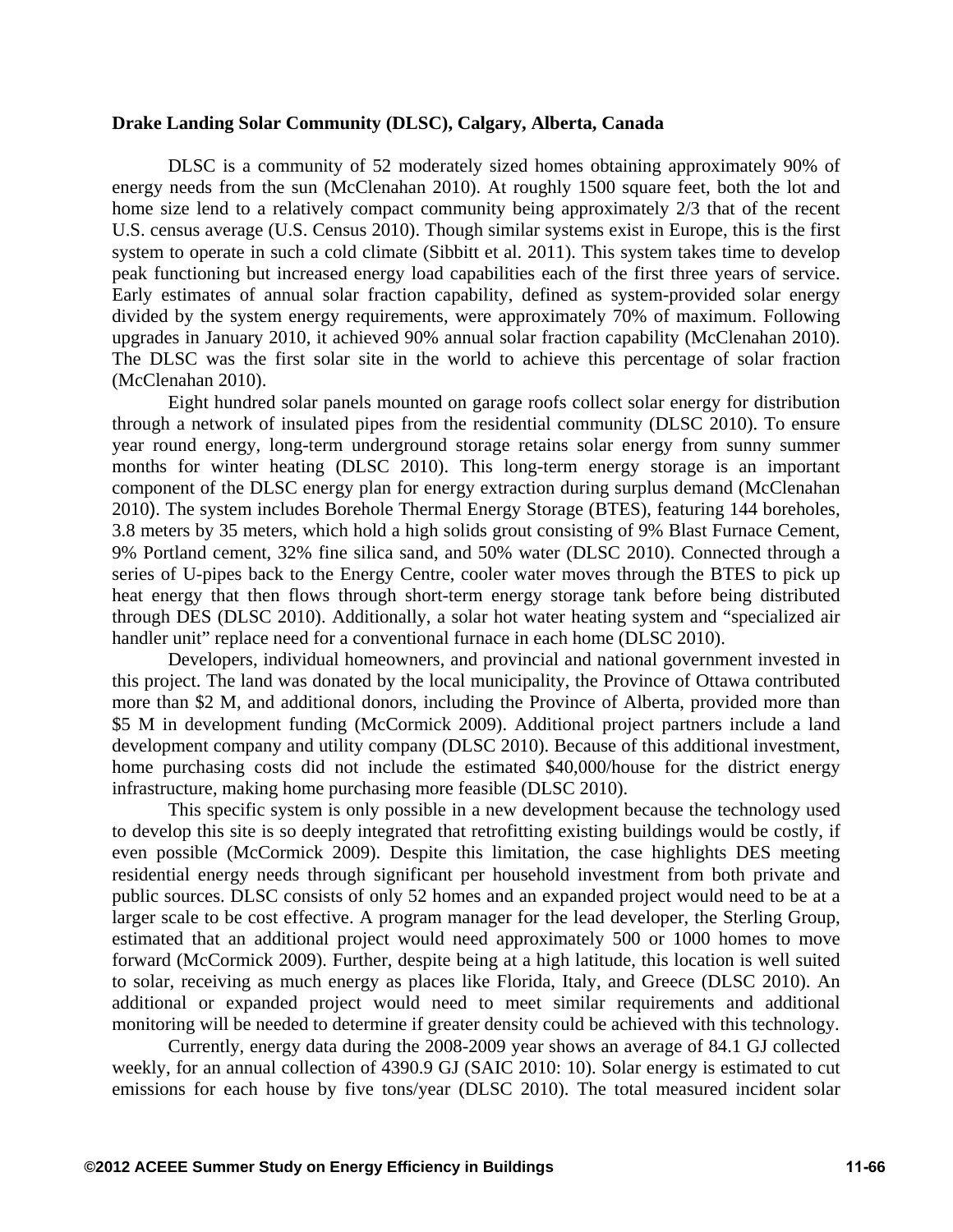**Drake Landing Solar Community (DLSC), Calgary, Alberta, Canada**

DLSC is a community of 52 moderately sized homes obtaining approximately 90% of energy needs from the sun (McClenahan 2010). At roughly 1500 square feet, both the lot and home size lend to a relatively compact community being approximately 2/3 that of the recent U.S. census average (U.S. Census 2010). Though similar systems exist in Europe, this is the first system to operate in such a cold climate (Sibbitt et al. 2011). This system takes time to develop peak functioning but increased energy load capabilities each of the first three years of service. Early estimates of annual solar fraction capability, defined as system-provided solar energy divided by the system energy requirements, were approximately 70% of maximum. Following upgrades in January 2010, it achieved 90% annual solar fraction capability (McClenahan 2010). The DLSC was the first solar site in the world to achieve this percentage of solar fraction (McClenahan 2010).

Eight hundred solar panels mounted on garage roofs collect solar energy for distribution through a network of insulated pipes from the residential community (DLSC 2010). To ensure year round energy, long-term underground storage retains solar energy from sunny summer months for winter heating (DLSC 2010). This long-term energy storage is an important component of the DLSC energy plan for energy extraction during surplus demand (McClenahan 2010). The system includes Borehole Thermal Energy Storage (BTES), featuring 144 boreholes, 3.8 meters by 35 meters, which hold a high solids grout consisting of 9% Blast Furnace Cement, 9% Portland cement, 32% fine silica sand, and 50% water (DLSC 2010). Connected through a series of U-pipes back to the Energy Centre, cooler water moves through the BTES to pick up heat energy that then flows through short-term energy storage tank before being distributed through DES (DLSC 2010). Additionally, a solar hot water heating system and "specialized air handler unit" replace need for a conventional furnace in each home (DLSC 2010).

Developers, individual homeowners, and provincial and national government invested in this project. The land was donated by the local municipality, the Province of Ottawa contributed more than $2 M, and additional donors, including the Province of Alberta, provided more than $5 M in development funding (McCormick 2009). Additional project partners include a land development company and utility company (DLSC 2010). Because of this additional investment, home purchasing costs did not include the estimated $40,000/house for the district energy infrastructure, making home purchasing more feasible (DLSC 2010).

This specific system is only possible in a new development because the technology used to develop this site is so deeply integrated that retrofitting existing buildings would be costly, if even possible (McCormick 2009). Despite this limitation, the case highlights DES meeting residential energy needs through significant per household investment from both private and public sources. DLSC consists of only 52 homes and an expanded project would need to be at a larger scale to be cost effective. A program manager for the lead developer, the Sterling Group, estimated that an additional project would need approximately 500 or 1000 homes to move forward (McCormick 2009). Further, despite being at a high latitude, this location is well suited to solar, receiving as much energy as places like Florida, Italy, and Greece (DLSC 2010). An additional or expanded project would need to meet similar requirements and additional monitoring will be needed to determine if greater density could be achieved with this technology.

Currently, energy data during the 2008-2009 year shows an average of 84.1 GJ collected weekly, for an annual collection of 4390.9 GJ (SAIC 2010: 10). Solar energy is estimated to cut emissions for each house by five tons/year (DLSC 2010). The total measured incident solar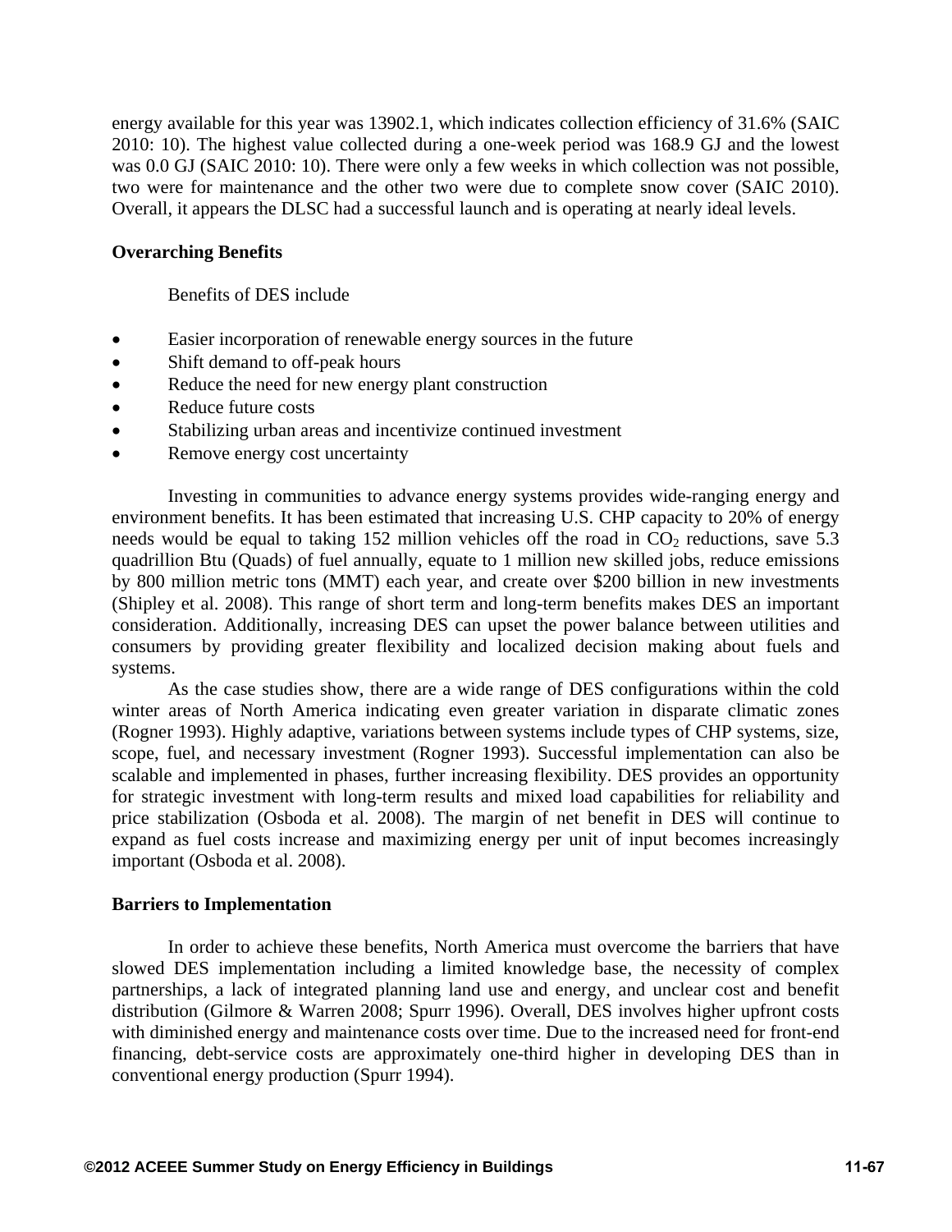energy available for this year was 13902.1, which indicates collection efficiency of 31.6% (SAIC 2010: 10). The highest value collected during a one-week period was 168.9 GJ and the lowest was 0.0 GJ (SAIC 2010: 10). There were only a few weeks in which collection was not possible, two were for maintenance and the other two were due to complete snow cover (SAIC 2010). Overall, it appears the DLSC had a successful launch and is operating at nearly ideal levels.

**Overarching Benefits**

Benefits of DES include

- Easier incorporation of renewable energy sources in the future
- Shift demand to off-peak hours
- Reduce the need for new energy plant construction
- Reduce future costs
- Stabilizing urban areas and incentivize continued investment
- Remove energy cost uncertainty

Investing in communities to advance energy systems provides wide-ranging energy and environment benefits. It has been estimated that increasing U.S. CHP capacity to 20% of energy needs would be equal to taking 152 million vehicles off the road in $CO_2$ reductions, save 5.3 quadrillion Btu (Quads) of fuel annually, equate to 1 million new skilled jobs, reduce emissions by 800 million metric tons (MMT) each year, and create over $200 billion in new investments (Shipley et al. 2008). This range of short term and long-term benefits makes DES an important consideration. Additionally, increasing DES can upset the power balance between utilities and consumers by providing greater flexibility and localized decision making about fuels and systems.

As the case studies show, there are a wide range of DES configurations within the cold winter areas of North America indicating even greater variation in disparate climatic zones (Rogner 1993). Highly adaptive, variations between systems include types of CHP systems, size, scope, fuel, and necessary investment (Rogner 1993). Successful implementation can also be scalable and implemented in phases, further increasing flexibility. DES provides an opportunity for strategic investment with long-term results and mixed load capabilities for reliability and price stabilization (Osboda et al. 2008). The margin of net benefit in DES will continue to expand as fuel costs increase and maximizing energy per unit of input becomes increasingly important (Osboda et al. 2008).

**Barriers to Implementation**

In order to achieve these benefits, North America must overcome the barriers that have slowed DES implementation including a limited knowledge base, the necessity of complex partnerships, a lack of integrated planning land use and energy, and unclear cost and benefit distribution (Gilmore & Warren 2008; Spurr 1996). Overall, DES involves higher upfront costs with diminished energy and maintenance costs over time. Due to the increased need for front-end financing, debt-service costs are approximately one-third higher in developing DES than in conventional energy production (Spurr 1994).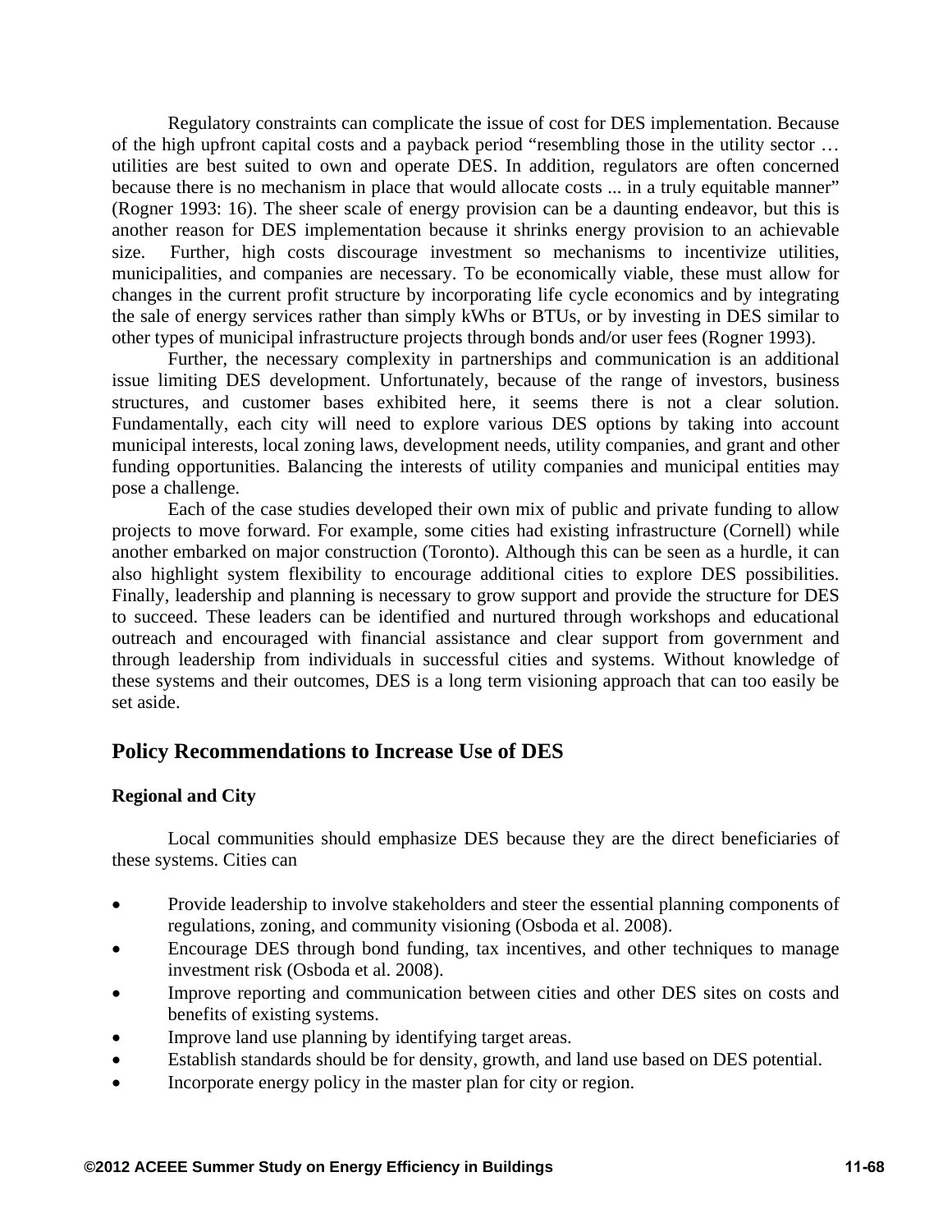Regulatory constraints can complicate the issue of cost for DES implementation. Because of the high upfront capital costs and a payback period "resembling those in the utility sector … utilities are best suited to own and operate DES. In addition, regulators are often concerned because there is no mechanism in place that would allocate costs ... in a truly equitable manner" (Rogner 1993: 16). The sheer scale of energy provision can be a daunting endeavor, but this is another reason for DES implementation because it shrinks energy provision to an achievable size. Further, high costs discourage investment so mechanisms to incentivize utilities, municipalities, and companies are necessary. To be economically viable, these must allow for changes in the current profit structure by incorporating life cycle economics and by integrating the sale of energy services rather than simply kWhs or BTUs, or by investing in DES similar to other types of municipal infrastructure projects through bonds and/or user fees (Rogner 1993).

Further, the necessary complexity in partnerships and communication is an additional issue limiting DES development. Unfortunately, because of the range of investors, business structures, and customer bases exhibited here, it seems there is not a clear solution. Fundamentally, each city will need to explore various DES options by taking into account municipal interests, local zoning laws, development needs, utility companies, and grant and other funding opportunities. Balancing the interests of utility companies and municipal entities may pose a challenge.

Each of the case studies developed their own mix of public and private funding to allow projects to move forward. For example, some cities had existing infrastructure (Cornell) while another embarked on major construction (Toronto). Although this can be seen as a hurdle, it can also highlight system flexibility to encourage additional cities to explore DES possibilities. Finally, leadership and planning is necessary to grow support and provide the structure for DES to succeed. These leaders can be identified and nurtured through workshops and educational outreach and encouraged with financial assistance and clear support from government and through leadership from individuals in successful cities and systems. Without knowledge of these systems and their outcomes, DES is a long term visioning approach that can too easily be set aside.

## Policy Recommendations to Increase Use of DES

### Regional and City

Local communities should emphasize DES because they are the direct beneficiaries of these systems. Cities can

- Provide leadership to involve stakeholders and steer the essential planning components of regulations, zoning, and community visioning (Osboda et al. 2008).
- Encourage DES through bond funding, tax incentives, and other techniques to manage investment risk (Osboda et al. 2008).
- Improve reporting and communication between cities and other DES sites on costs and benefits of existing systems.
- Improve land use planning by identifying target areas.
- Establish standards should be for density, growth, and land use based on DES potential.
- Incorporate energy policy in the master plan for city or region.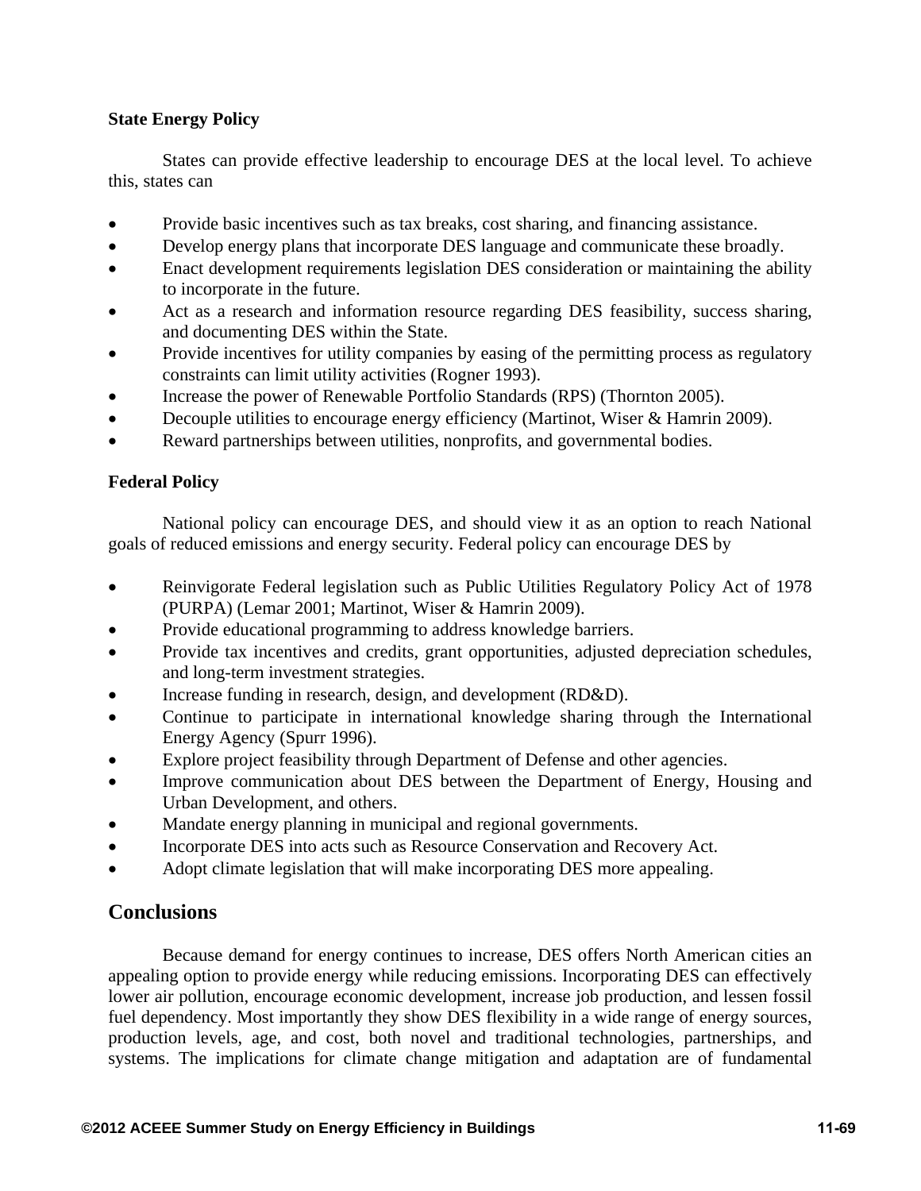### State Energy Policy

States can provide effective leadership to encourage DES at the local level. To achieve this, states can

- Provide basic incentives such as tax breaks, cost sharing, and financing assistance.
- Develop energy plans that incorporate DES language and communicate these broadly.
- Enact development requirements legislation DES consideration or maintaining the ability to incorporate in the future.
- Act as a research and information resource regarding DES feasibility, success sharing, and documenting DES within the State.
- Provide incentives for utility companies by easing of the permitting process as regulatory constraints can limit utility activities (Rogner 1993).
- Increase the power of Renewable Portfolio Standards (RPS) (Thornton 2005).
- Decouple utilities to encourage energy efficiency (Martinot, Wiser & Hamrin 2009).
- Reward partnerships between utilities, nonprofits, and governmental bodies.

### Federal Policy

National policy can encourage DES, and should view it as an option to reach National goals of reduced emissions and energy security. Federal policy can encourage DES by

- Reinvigorate Federal legislation such as Public Utilities Regulatory Policy Act of 1978 (PURPA) (Lemar 2001; Martinot, Wiser & Hamrin 2009).
- Provide educational programming to address knowledge barriers.
- Provide tax incentives and credits, grant opportunities, adjusted depreciation schedules, and long-term investment strategies.
- Increase funding in research, design, and development (RD&D).
- Continue to participate in international knowledge sharing through the International Energy Agency (Spurr 1996).
- Explore project feasibility through Department of Defense and other agencies.
- Improve communication about DES between the Department of Energy, Housing and Urban Development, and others.
- Mandate energy planning in municipal and regional governments.
- Incorporate DES into acts such as Resource Conservation and Recovery Act.
- Adopt climate legislation that will make incorporating DES more appealing.

## Conclusions

Because demand for energy continues to increase, DES offers North American cities an appealing option to provide energy while reducing emissions. Incorporating DES can effectively lower air pollution, encourage economic development, increase job production, and lessen fossil fuel dependency. Most importantly they show DES flexibility in a wide range of energy sources, production levels, age, and cost, both novel and traditional technologies, partnerships, and systems. The implications for climate change mitigation and adaptation are of fundamental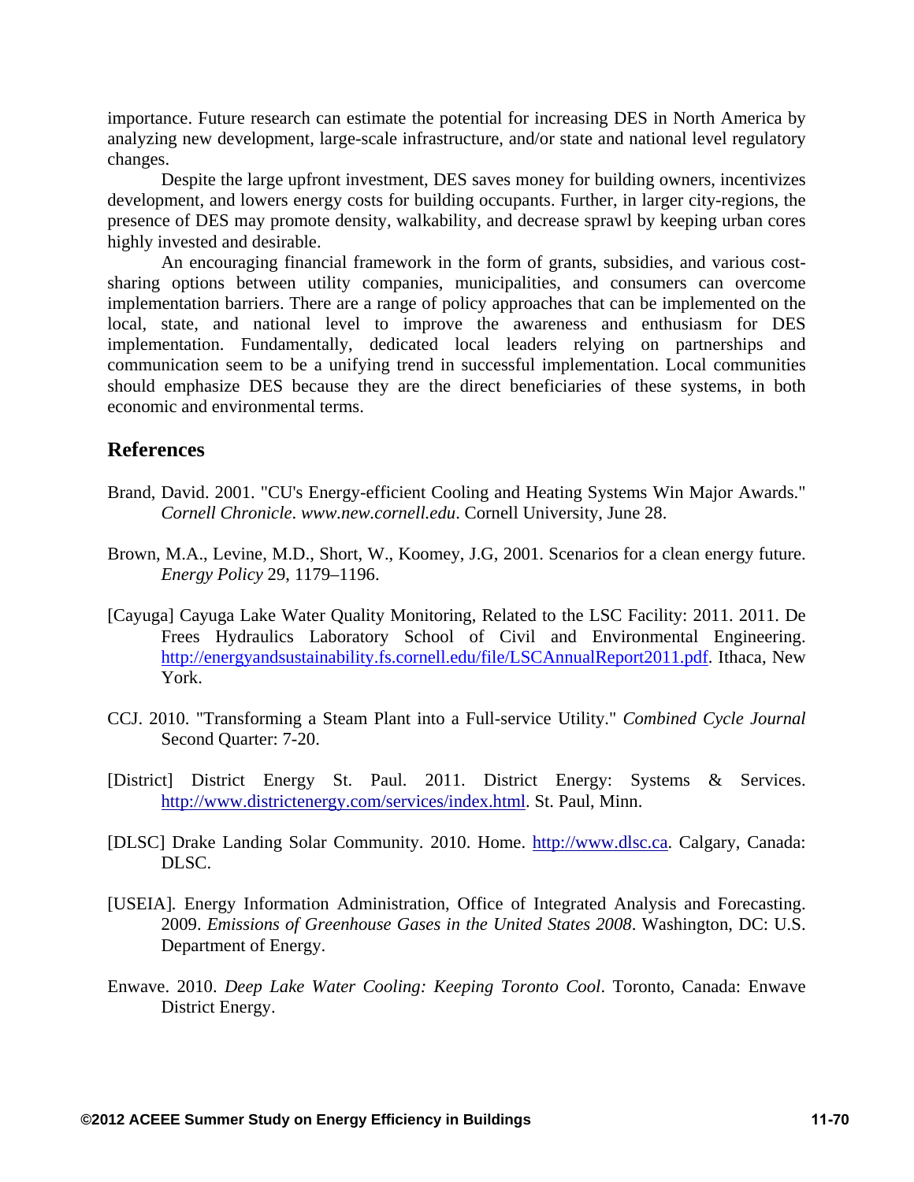importance. Future research can estimate the potential for increasing DES in North America by analyzing new development, large-scale infrastructure, and/or state and national level regulatory changes.

Despite the large upfront investment, DES saves money for building owners, incentivizes development, and lowers energy costs for building occupants. Further, in larger city-regions, the presence of DES may promote density, walkability, and decrease sprawl by keeping urban cores highly invested and desirable.

An encouraging financial framework in the form of grants, subsidies, and various cost-sharing options between utility companies, municipalities, and consumers can overcome implementation barriers. There are a range of policy approaches that can be implemented on the local, state, and national level to improve the awareness and enthusiasm for DES implementation. Fundamentally, dedicated local leaders relying on partnerships and communication seem to be a unifying trend in successful implementation. Local communities should emphasize DES because they are the direct beneficiaries of these systems, in both economic and environmental terms.

## References

Brand, David. 2001. "CU's Energy-efficient Cooling and Heating Systems Win Major Awards." *Cornell Chronicle*. *www.new.cornell.edu*. Cornell University, June 28.

Brown, M.A., Levine, M.D., Short, W., Koomey, J.G, 2001. Scenarios for a clean energy future. *Energy Policy* 29, 1179–1196.

[Cayuga] Cayuga Lake Water Quality Monitoring, Related to the LSC Facility: 2011. 2011. De Frees Hydraulics Laboratory School of Civil and Environmental Engineering. http://energyandsustainability.fs.cornell.edu/file/LSCAnnualReport2011.pdf. Ithaca, New York.

CCJ. 2010. "Transforming a Steam Plant into a Full-service Utility." *Combined Cycle Journal* Second Quarter: 7-20.

[District] District Energy St. Paul. 2011. District Energy: Systems & Services. http://www.districtenergy.com/services/index.html. St. Paul, Minn.

[DLSC] Drake Landing Solar Community. 2010. Home. http://www.dlsc.ca. Calgary, Canada: DLSC.

[USEIA]. Energy Information Administration, Office of Integrated Analysis and Forecasting. 2009. *Emissions of Greenhouse Gases in the United States 2008*. Washington, DC: U.S. Department of Energy.

Enwave. 2010. *Deep Lake Water Cooling: Keeping Toronto Cool*. Toronto, Canada: Enwave District Energy.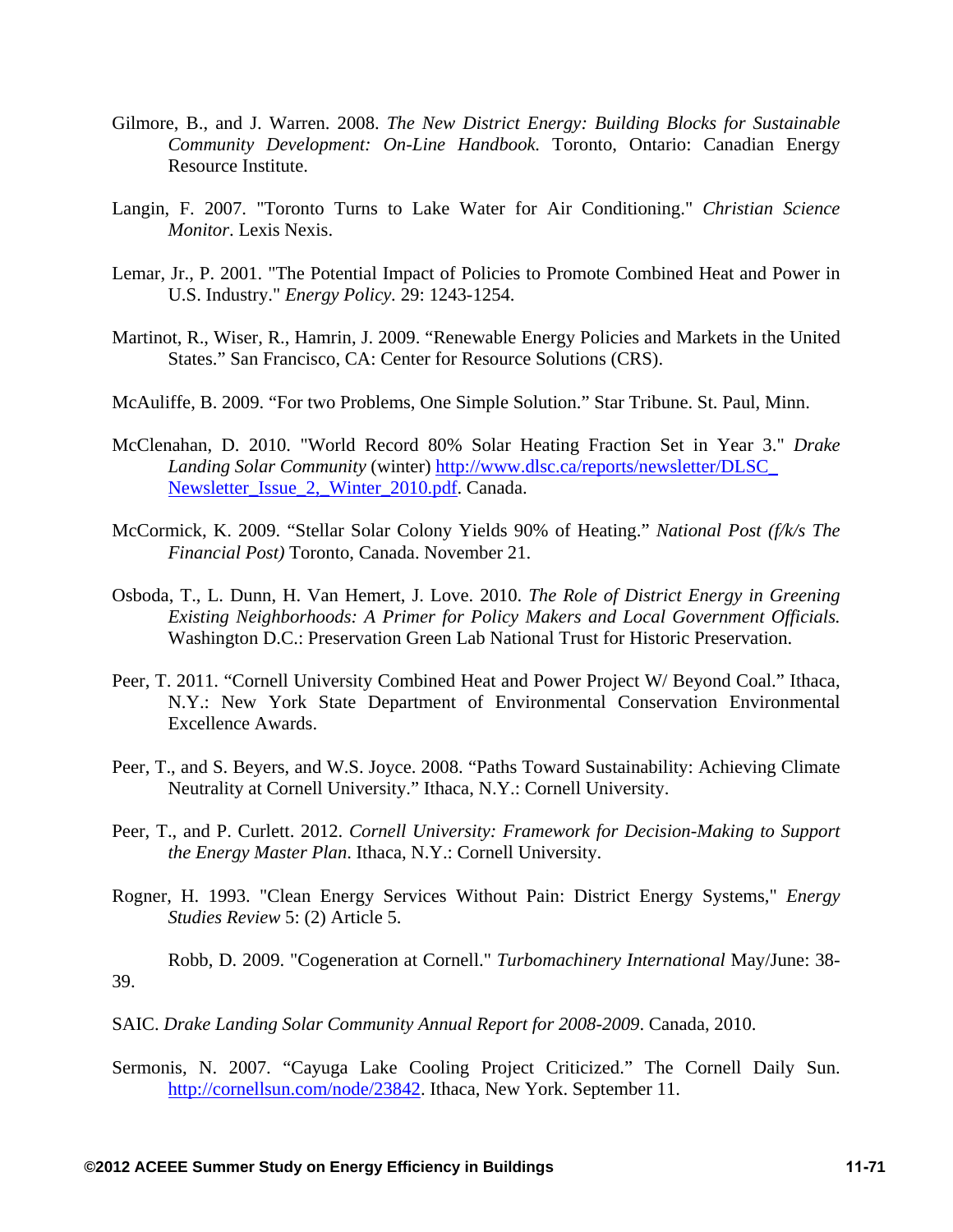Gilmore, B., and J. Warren. 2008. *The New District Energy: Building Blocks for Sustainable Community Development: On-Line Handbook.* Toronto, Ontario: Canadian Energy Resource Institute.

Langin, F. 2007. "Toronto Turns to Lake Water for Air Conditioning." *Christian Science Monitor*. Lexis Nexis.

Lemar, Jr., P. 2001. "The Potential Impact of Policies to Promote Combined Heat and Power in U.S. Industry." *Energy Policy*. 29: 1243-1254.

Martinot, R., Wiser, R., Hamrin, J. 2009. "Renewable Energy Policies and Markets in the United States." San Francisco, CA: Center for Resource Solutions (CRS).

McAuliffe, B. 2009. "For two Problems, One Simple Solution." Star Tribune. St. Paul, Minn.

McClenahan, D. 2010. "World Record 80% Solar Heating Fraction Set in Year 3." *Drake Landing Solar Community* (winter) http://www.dlsc.ca/reports/newsletter/DLSC_Newsletter_Issue_2,_Winter_2010.pdf. Canada.

McCormick, K. 2009. "Stellar Solar Colony Yields 90% of Heating." *National Post (f/k/s The Financial Post)* Toronto, Canada. November 21.

Osboda, T., L. Dunn, H. Van Hemert, J. Love. 2010. *The Role of District Energy in Greening Existing Neighborhoods: A Primer for Policy Makers and Local Government Officials.* Washington D.C.: Preservation Green Lab National Trust for Historic Preservation.

Peer, T. 2011. "Cornell University Combined Heat and Power Project W/ Beyond Coal." Ithaca, N.Y.: New York State Department of Environmental Conservation Environmental Excellence Awards.

Peer, T., and S. Beyers, and W.S. Joyce. 2008. "Paths Toward Sustainability: Achieving Climate Neutrality at Cornell University." Ithaca, N.Y.: Cornell University.

Peer, T., and P. Curlett. 2012. *Cornell University: Framework for Decision-Making to Support the Energy Master Plan*. Ithaca, N.Y.: Cornell University.

Rogner, H. 1993. "Clean Energy Services Without Pain: District Energy Systems," *Energy Studies Review* 5: (2) Article 5.

Robb, D. 2009. "Cogeneration at Cornell." *Turbomachinery International* May/June: 38-39.

SAIC. *Drake Landing Solar Community Annual Report for 2008-2009*. Canada, 2010.

Sermonis, N. 2007. "Cayuga Lake Cooling Project Criticized." The Cornell Daily Sun. http://cornellsun.com/node/23842. Ithaca, New York. September 11.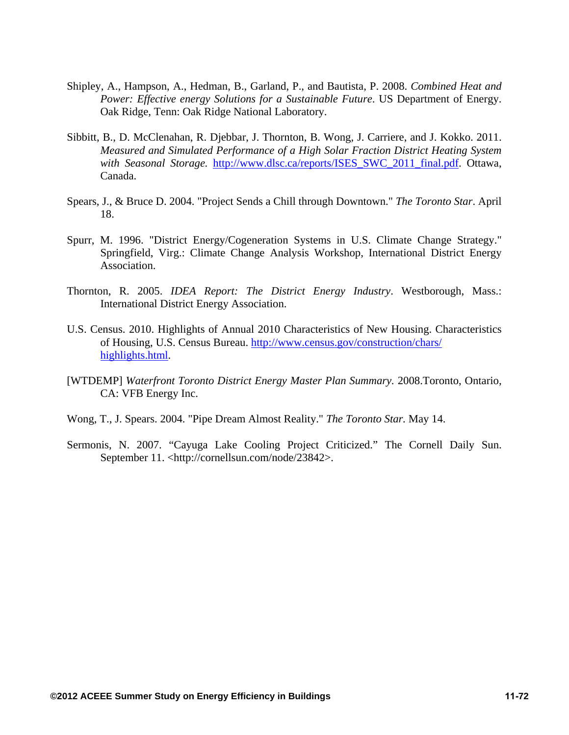Shipley, A., Hampson, A., Hedman, B., Garland, P., and Bautista, P. 2008. *Combined Heat and Power: Effective energy Solutions for a Sustainable Future*. US Department of Energy. Oak Ridge, Tenn: Oak Ridge National Laboratory.

Sibbitt, B., D. McClenahan, R. Djebbar, J. Thornton, B. Wong, J. Carriere, and J. Kokko. 2011. *Measured and Simulated Performance of a High Solar Fraction District Heating System with Seasonal Storage.* http://www.dlsc.ca/reports/ISES_SWC_2011_final.pdf. Ottawa, Canada.

Spears, J., & Bruce D. 2004. "Project Sends a Chill through Downtown." *The Toronto Star*. April 18.

Spurr, M. 1996. "District Energy/Cogeneration Systems in U.S. Climate Change Strategy." Springfield, Virg.: Climate Change Analysis Workshop, International District Energy Association.

Thornton, R. 2005. *IDEA Report: The District Energy Industry*. Westborough, Mass.: International District Energy Association.

U.S. Census. 2010. Highlights of Annual 2010 Characteristics of New Housing. Characteristics of Housing, U.S. Census Bureau. http://www.census.gov/construction/chars/highlights.html.

[WTDEMP] *Waterfront Toronto District Energy Master Plan Summary.* 2008.Toronto, Ontario, CA: VFB Energy Inc.

Wong, T., J. Spears. 2004. "Pipe Dream Almost Reality." *The Toronto Star*. May 14.

Sermonis, N. 2007. "Cayuga Lake Cooling Project Criticized." The Cornell Daily Sun. September 11. <http://cornellsun.com/node/23842>.